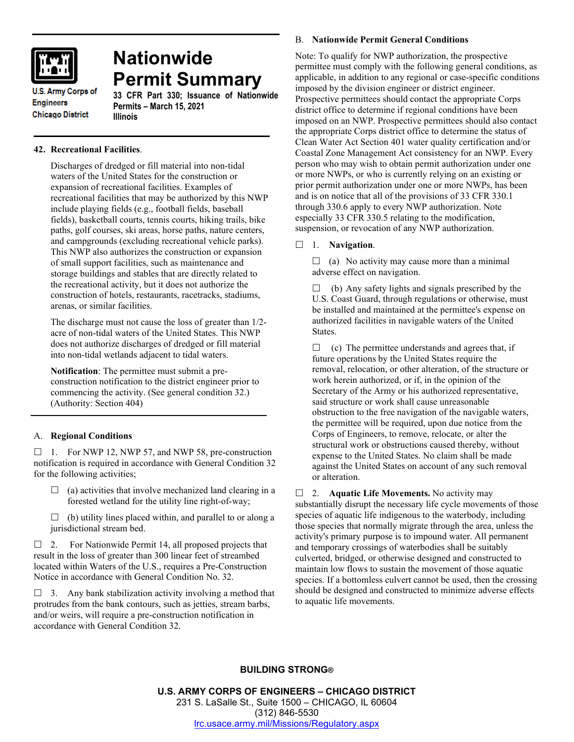U.S. Army Corps of Engineers
Chicago District

# Nationwide Permit Summary

**33 CFR Part 330; Issuance of Nationwide Permits – March 15, 2021**
**Illinois**

## 42. Recreational Facilities.

Discharges of dredged or fill material into non-tidal waters of the United States for the construction or expansion of recreational facilities. Examples of recreational facilities that may be authorized by this NWP include playing fields (e.g., football fields, baseball fields), basketball courts, tennis courts, hiking trails, bike paths, golf courses, ski areas, horse paths, nature centers, and campgrounds (excluding recreational vehicle parks). This NWP also authorizes the construction or expansion of small support facilities, such as maintenance and storage buildings and stables that are directly related to the recreational activity, but it does not authorize the construction of hotels, restaurants, racetracks, stadiums, arenas, or similar facilities.

The discharge must not cause the loss of greater than 1/2-acre of non-tidal waters of the United States. This NWP does not authorize discharges of dredged or fill material into non-tidal wetlands adjacent to tidal waters.

**Notification**: The permittee must submit a pre-construction notification to the district engineer prior to commencing the activity. (See general condition 32.) (Authority: Section 404)

## A. Regional Conditions

☐ 1. For NWP 12, NWP 57, and NWP 58, pre-construction notification is required in accordance with General Condition 32 for the following activities;

☐ (a) activities that involve mechanized land clearing in a forested wetland for the utility line right-of-way;

☐ (b) utility lines placed within, and parallel to or along a jurisdictional stream bed.

☐ 2. For Nationwide Permit 14, all proposed projects that result in the loss of greater than 300 linear feet of streambed located within Waters of the U.S., requires a Pre-Construction Notice in accordance with General Condition No. 32.

☐ 3. Any bank stabilization activity involving a method that protrudes from the bank contours, such as jetties, stream barbs, and/or weirs, will require a pre-construction notification in accordance with General Condition 32.

## B. Nationwide Permit General Conditions

Note: To qualify for NWP authorization, the prospective permittee must comply with the following general conditions, as applicable, in addition to any regional or case-specific conditions imposed by the division engineer or district engineer. Prospective permittees should contact the appropriate Corps district office to determine if regional conditions have been imposed on an NWP. Prospective permittees should also contact the appropriate Corps district office to determine the status of Clean Water Act Section 401 water quality certification and/or Coastal Zone Management Act consistency for an NWP. Every person who may wish to obtain permit authorization under one or more NWPs, or who is currently relying on an existing or prior permit authorization under one or more NWPs, has been and is on notice that all of the provisions of 33 CFR 330.1 through 330.6 apply to every NWP authorization. Note especially 33 CFR 330.5 relating to the modification, suspension, or revocation of any NWP authorization.

☐ 1. **Navigation**.

☐ (a) No activity may cause more than a minimal adverse effect on navigation.

☐ (b) Any safety lights and signals prescribed by the U.S. Coast Guard, through regulations or otherwise, must be installed and maintained at the permittee's expense on authorized facilities in navigable waters of the United States.

☐ (c) The permittee understands and agrees that, if future operations by the United States require the removal, relocation, or other alteration, of the structure or work herein authorized, or if, in the opinion of the Secretary of the Army or his authorized representative, said structure or work shall cause unreasonable obstruction to the free navigation of the navigable waters, the permittee will be required, upon due notice from the Corps of Engineers, to remove, relocate, or alter the structural work or obstructions caused thereby, without expense to the United States. No claim shall be made against the United States on account of any such removal or alteration.

☐ 2. **Aquatic Life Movements.** No activity may substantially disrupt the necessary life cycle movements of those species of aquatic life indigenous to the waterbody, including those species that normally migrate through the area, unless the activity's primary purpose is to impound water. All permanent and temporary crossings of waterbodies shall be suitably culverted, bridged, or otherwise designed and constructed to maintain low flows to sustain the movement of those aquatic species. If a bottomless culvert cannot be used, then the crossing should be designed and constructed to minimize adverse effects to aquatic life movements.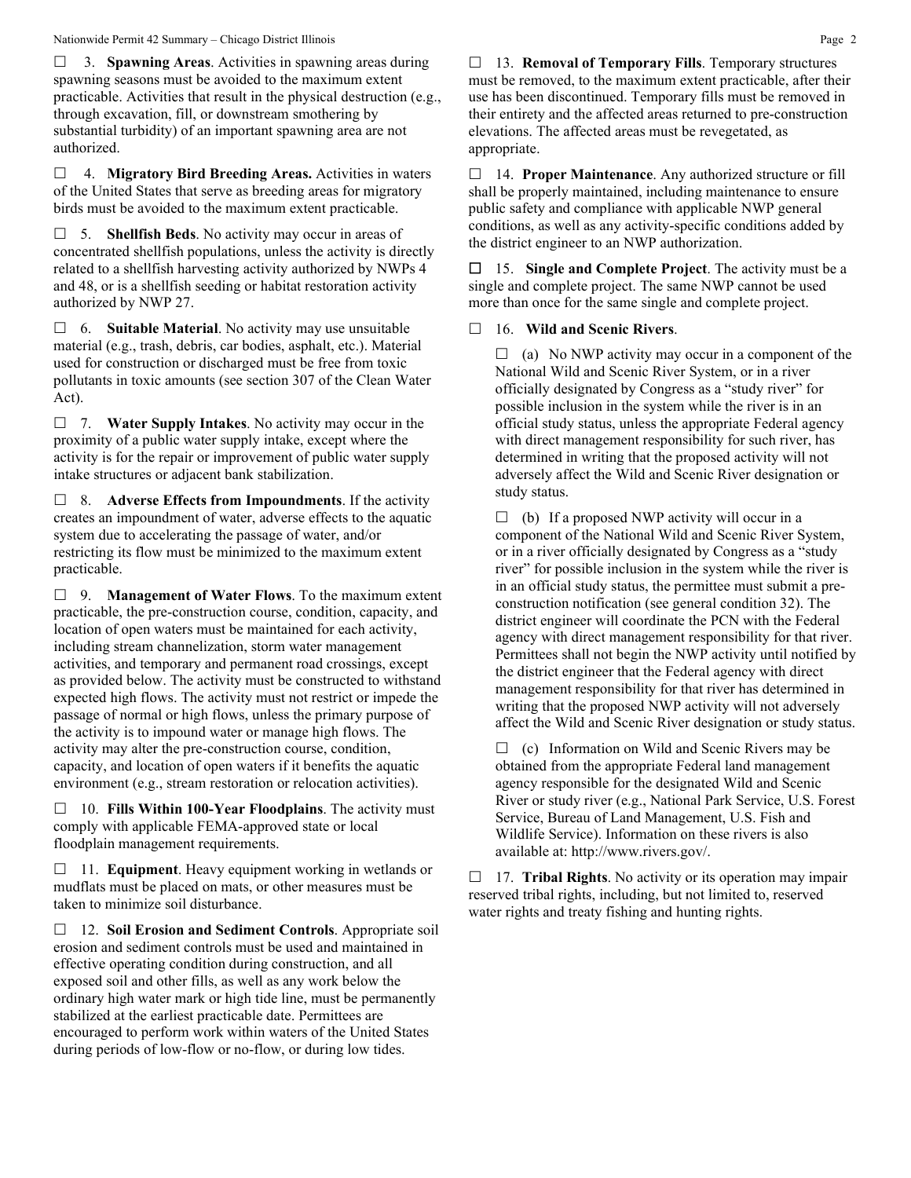☐ 3. **Spawning Areas**. Activities in spawning areas during spawning seasons must be avoided to the maximum extent practicable. Activities that result in the physical destruction (e.g., through excavation, fill, or downstream smothering by substantial turbidity) of an important spawning area are not authorized.

☐ 4. **Migratory Bird Breeding Areas.** Activities in waters of the United States that serve as breeding areas for migratory birds must be avoided to the maximum extent practicable.

☐ 5. **Shellfish Beds**. No activity may occur in areas of concentrated shellfish populations, unless the activity is directly related to a shellfish harvesting activity authorized by NWPs 4 and 48, or is a shellfish seeding or habitat restoration activity authorized by NWP 27.

☐ 6. **Suitable Material**. No activity may use unsuitable material (e.g., trash, debris, car bodies, asphalt, etc.). Material used for construction or discharged must be free from toxic pollutants in toxic amounts (see section 307 of the Clean Water Act).

☐ 7. **Water Supply Intakes**. No activity may occur in the proximity of a public water supply intake, except where the activity is for the repair or improvement of public water supply intake structures or adjacent bank stabilization.

☐ 8. **Adverse Effects from Impoundments**. If the activity creates an impoundment of water, adverse effects to the aquatic system due to accelerating the passage of water, and/or restricting its flow must be minimized to the maximum extent practicable.

☐ 9. **Management of Water Flows**. To the maximum extent practicable, the pre-construction course, condition, capacity, and location of open waters must be maintained for each activity, including stream channelization, storm water management activities, and temporary and permanent road crossings, except as provided below. The activity must be constructed to withstand expected high flows. The activity must not restrict or impede the passage of normal or high flows, unless the primary purpose of the activity is to impound water or manage high flows. The activity may alter the pre-construction course, condition, capacity, and location of open waters if it benefits the aquatic environment (e.g., stream restoration or relocation activities).

☐ 10. **Fills Within 100-Year Floodplains**. The activity must comply with applicable FEMA-approved state or local floodplain management requirements.

☐ 11. **Equipment**. Heavy equipment working in wetlands or mudflats must be placed on mats, or other measures must be taken to minimize soil disturbance.

☐ 12. **Soil Erosion and Sediment Controls**. Appropriate soil erosion and sediment controls must be used and maintained in effective operating condition during construction, and all exposed soil and other fills, as well as any work below the ordinary high water mark or high tide line, must be permanently stabilized at the earliest practicable date. Permittees are encouraged to perform work within waters of the United States during periods of low-flow or no-flow, or during low tides.

☐ 13. **Removal of Temporary Fills**. Temporary structures must be removed, to the maximum extent practicable, after their use has been discontinued. Temporary fills must be removed in their entirety and the affected areas returned to pre-construction elevations. The affected areas must be revegetated, as appropriate.

☐ 14. **Proper Maintenance**. Any authorized structure or fill shall be properly maintained, including maintenance to ensure public safety and compliance with applicable NWP general conditions, as well as any activity-specific conditions added by the district engineer to an NWP authorization.

☐ 15. **Single and Complete Project**. The activity must be a single and complete project. The same NWP cannot be used more than once for the same single and complete project.

☐ 16. **Wild and Scenic Rivers**.

☐ (a) No NWP activity may occur in a component of the National Wild and Scenic River System, or in a river officially designated by Congress as a "study river" for possible inclusion in the system while the river is in an official study status, unless the appropriate Federal agency with direct management responsibility for such river, has determined in writing that the proposed activity will not adversely affect the Wild and Scenic River designation or study status.

☐ (b) If a proposed NWP activity will occur in a component of the National Wild and Scenic River System, or in a river officially designated by Congress as a "study river" for possible inclusion in the system while the river is in an official study status, the permittee must submit a pre-construction notification (see general condition 32). The district engineer will coordinate the PCN with the Federal agency with direct management responsibility for that river. Permittees shall not begin the NWP activity until notified by the district engineer that the Federal agency with direct management responsibility for that river has determined in writing that the proposed NWP activity will not adversely affect the Wild and Scenic River designation or study status.

☐ (c) Information on Wild and Scenic Rivers may be obtained from the appropriate Federal land management agency responsible for the designated Wild and Scenic River or study river (e.g., National Park Service, U.S. Forest Service, Bureau of Land Management, U.S. Fish and Wildlife Service). Information on these rivers is also available at: http://www.rivers.gov/.

☐ 17. **Tribal Rights**. No activity or its operation may impair reserved tribal rights, including, but not limited to, reserved water rights and treaty fishing and hunting rights.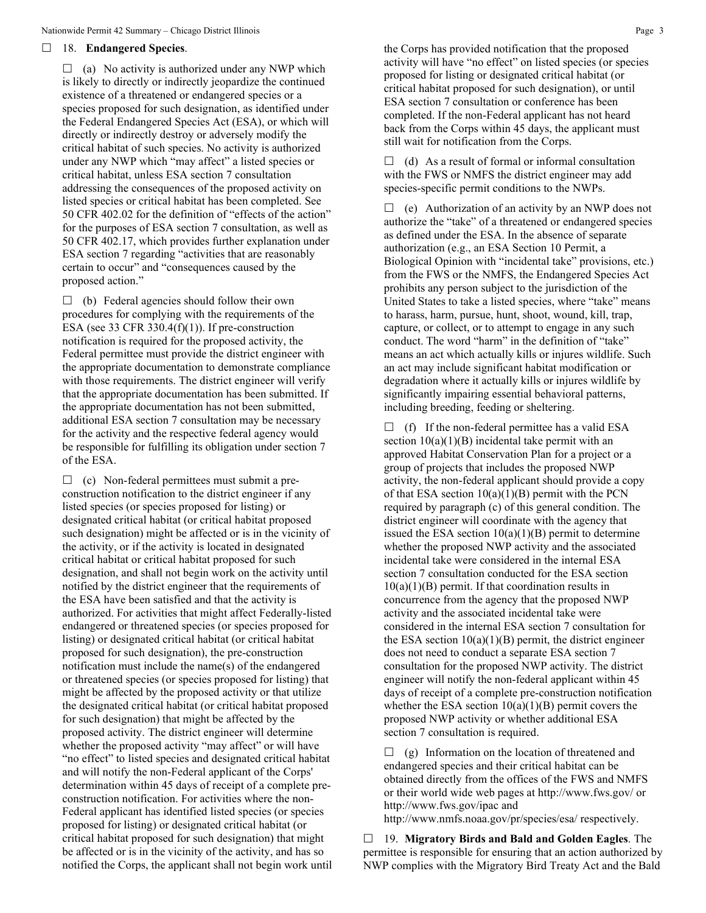☐ 18. **Endangered Species**.

☐ (a) No activity is authorized under any NWP which is likely to directly or indirectly jeopardize the continued existence of a threatened or endangered species or a species proposed for such designation, as identified under the Federal Endangered Species Act (ESA), or which will directly or indirectly destroy or adversely modify the critical habitat of such species. No activity is authorized under any NWP which "may affect" a listed species or critical habitat, unless ESA section 7 consultation addressing the consequences of the proposed activity on listed species or critical habitat has been completed. See 50 CFR 402.02 for the definition of "effects of the action" for the purposes of ESA section 7 consultation, as well as 50 CFR 402.17, which provides further explanation under ESA section 7 regarding "activities that are reasonably certain to occur" and "consequences caused by the proposed action."

☐ (b) Federal agencies should follow their own procedures for complying with the requirements of the ESA (see 33 CFR 330.4(f)(1)). If pre-construction notification is required for the proposed activity, the Federal permittee must provide the district engineer with the appropriate documentation to demonstrate compliance with those requirements. The district engineer will verify that the appropriate documentation has been submitted. If the appropriate documentation has not been submitted, additional ESA section 7 consultation may be necessary for the activity and the respective federal agency would be responsible for fulfilling its obligation under section 7 of the ESA.

☐ (c) Non-federal permittees must submit a pre-construction notification to the district engineer if any listed species (or species proposed for listing) or designated critical habitat (or critical habitat proposed such designation) might be affected or is in the vicinity of the activity, or if the activity is located in designated critical habitat or critical habitat proposed for such designation, and shall not begin work on the activity until notified by the district engineer that the requirements of the ESA have been satisfied and that the activity is authorized. For activities that might affect Federally-listed endangered or threatened species (or species proposed for listing) or designated critical habitat (or critical habitat proposed for such designation), the pre-construction notification must include the name(s) of the endangered or threatened species (or species proposed for listing) that might be affected by the proposed activity or that utilize the designated critical habitat (or critical habitat proposed for such designation) that might be affected by the proposed activity. The district engineer will determine whether the proposed activity "may affect" or will have "no effect" to listed species and designated critical habitat and will notify the non-Federal applicant of the Corps' determination within 45 days of receipt of a complete pre-construction notification. For activities where the non-Federal applicant has identified listed species (or species proposed for listing) or designated critical habitat (or critical habitat proposed for such designation) that might be affected or is in the vicinity of the activity, and has so notified the Corps, the applicant shall not begin work until the Corps has provided notification that the proposed activity will have "no effect" on listed species (or species proposed for listing or designated critical habitat (or critical habitat proposed for such designation), or until ESA section 7 consultation or conference has been completed. If the non-Federal applicant has not heard back from the Corps within 45 days, the applicant must still wait for notification from the Corps.

☐ (d) As a result of formal or informal consultation with the FWS or NMFS the district engineer may add species-specific permit conditions to the NWPs.

☐ (e) Authorization of an activity by an NWP does not authorize the "take" of a threatened or endangered species as defined under the ESA. In the absence of separate authorization (e.g., an ESA Section 10 Permit, a Biological Opinion with "incidental take" provisions, etc.) from the FWS or the NMFS, the Endangered Species Act prohibits any person subject to the jurisdiction of the United States to take a listed species, where "take" means to harass, harm, pursue, hunt, shoot, wound, kill, trap, capture, or collect, or to attempt to engage in any such conduct. The word "harm" in the definition of "take" means an act which actually kills or injures wildlife. Such an act may include significant habitat modification or degradation where it actually kills or injures wildlife by significantly impairing essential behavioral patterns, including breeding, feeding or sheltering.

☐ (f) If the non-federal permittee has a valid ESA section 10(a)(1)(B) incidental take permit with an approved Habitat Conservation Plan for a project or a group of projects that includes the proposed NWP activity, the non-federal applicant should provide a copy of that ESA section 10(a)(1)(B) permit with the PCN required by paragraph (c) of this general condition. The district engineer will coordinate with the agency that issued the ESA section 10(a)(1)(B) permit to determine whether the proposed NWP activity and the associated incidental take were considered in the internal ESA section 7 consultation conducted for the ESA section 10(a)(1)(B) permit. If that coordination results in concurrence from the agency that the proposed NWP activity and the associated incidental take were considered in the internal ESA section 7 consultation for the ESA section 10(a)(1)(B) permit, the district engineer does not need to conduct a separate ESA section 7 consultation for the proposed NWP activity. The district engineer will notify the non-federal applicant within 45 days of receipt of a complete pre-construction notification whether the ESA section 10(a)(1)(B) permit covers the proposed NWP activity or whether additional ESA section 7 consultation is required.

☐ (g) Information on the location of threatened and endangered species and their critical habitat can be obtained directly from the offices of the FWS and NMFS or their world wide web pages at http://www.fws.gov/ or http://www.fws.gov/ipac and http://www.nmfs.noaa.gov/pr/species/esa/ respectively.

☐ 19. **Migratory Birds and Bald and Golden Eagles**. The permittee is responsible for ensuring that an action authorized by NWP complies with the Migratory Bird Treaty Act and the Bald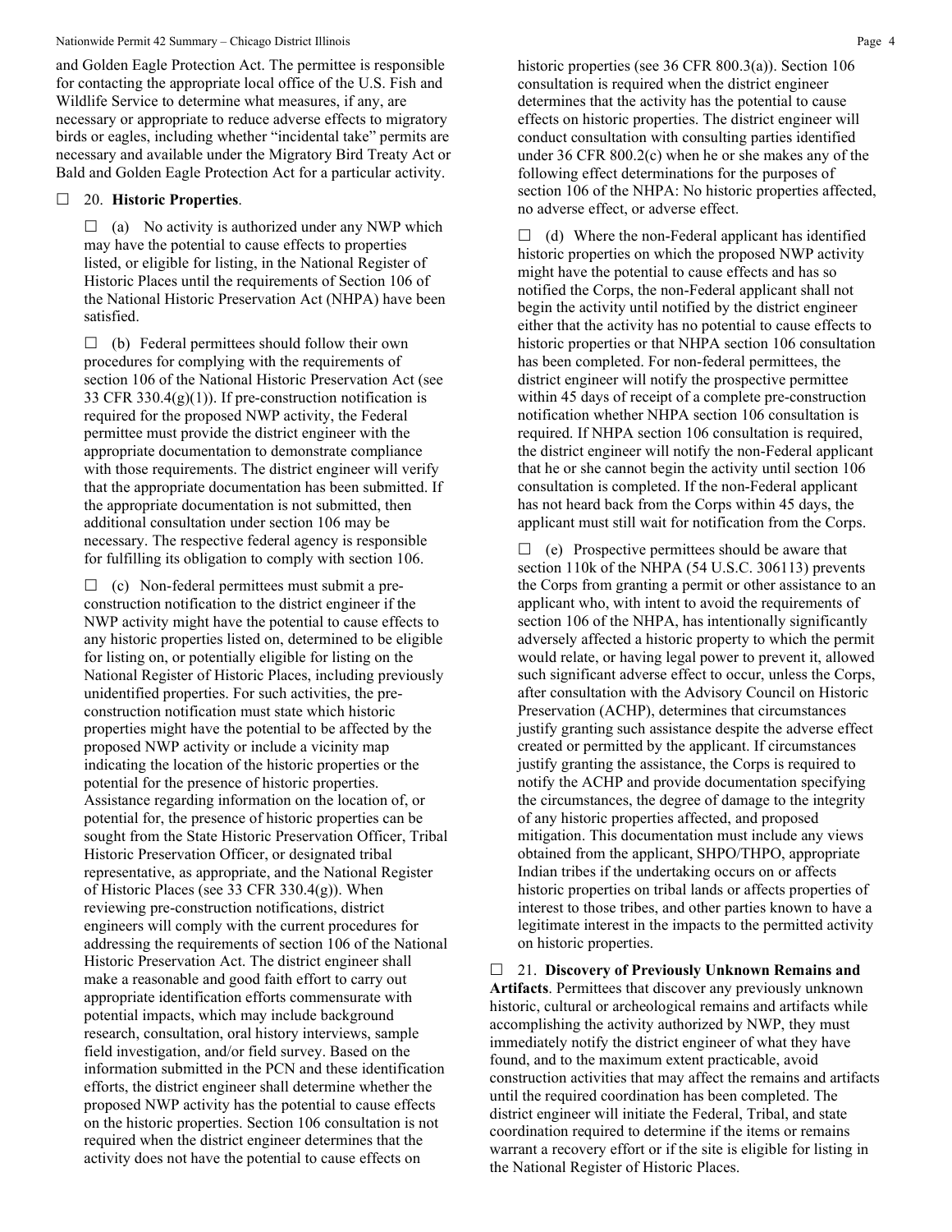and Golden Eagle Protection Act. The permittee is responsible for contacting the appropriate local office of the U.S. Fish and Wildlife Service to determine what measures, if any, are necessary or appropriate to reduce adverse effects to migratory birds or eagles, including whether "incidental take" permits are necessary and available under the Migratory Bird Treaty Act or Bald and Golden Eagle Protection Act for a particular activity.

☐ 20. **Historic Properties**.

☐ (a) No activity is authorized under any NWP which may have the potential to cause effects to properties listed, or eligible for listing, in the National Register of Historic Places until the requirements of Section 106 of the National Historic Preservation Act (NHPA) have been satisfied.

☐ (b) Federal permittees should follow their own procedures for complying with the requirements of section 106 of the National Historic Preservation Act (see 33 CFR 330.4(g)(1)). If pre-construction notification is required for the proposed NWP activity, the Federal permittee must provide the district engineer with the appropriate documentation to demonstrate compliance with those requirements. The district engineer will verify that the appropriate documentation has been submitted. If the appropriate documentation is not submitted, then additional consultation under section 106 may be necessary. The respective federal agency is responsible for fulfilling its obligation to comply with section 106.

☐ (c) Non-federal permittees must submit a pre-construction notification to the district engineer if the NWP activity might have the potential to cause effects to any historic properties listed on, determined to be eligible for listing on, or potentially eligible for listing on the National Register of Historic Places, including previously unidentified properties. For such activities, the pre-construction notification must state which historic properties might have the potential to be affected by the proposed NWP activity or include a vicinity map indicating the location of the historic properties or the potential for the presence of historic properties. Assistance regarding information on the location of, or potential for, the presence of historic properties can be sought from the State Historic Preservation Officer, Tribal Historic Preservation Officer, or designated tribal representative, as appropriate, and the National Register of Historic Places (see 33 CFR 330.4(g)). When reviewing pre-construction notifications, district engineers will comply with the current procedures for addressing the requirements of section 106 of the National Historic Preservation Act. The district engineer shall make a reasonable and good faith effort to carry out appropriate identification efforts commensurate with potential impacts, which may include background research, consultation, oral history interviews, sample field investigation, and/or field survey. Based on the information submitted in the PCN and these identification efforts, the district engineer shall determine whether the proposed NWP activity has the potential to cause effects on the historic properties. Section 106 consultation is not required when the district engineer determines that the activity does not have the potential to cause effects on historic properties (see 36 CFR 800.3(a)). Section 106 consultation is required when the district engineer determines that the activity has the potential to cause effects on historic properties. The district engineer will conduct consultation with consulting parties identified under 36 CFR 800.2(c) when he or she makes any of the following effect determinations for the purposes of section 106 of the NHPA: No historic properties affected, no adverse effect, or adverse effect.

☐ (d) Where the non-Federal applicant has identified historic properties on which the proposed NWP activity might have the potential to cause effects and has so notified the Corps, the non-Federal applicant shall not begin the activity until notified by the district engineer either that the activity has no potential to cause effects to historic properties or that NHPA section 106 consultation has been completed. For non-federal permittees, the district engineer will notify the prospective permittee within 45 days of receipt of a complete pre-construction notification whether NHPA section 106 consultation is required. If NHPA section 106 consultation is required, the district engineer will notify the non-Federal applicant that he or she cannot begin the activity until section 106 consultation is completed. If the non-Federal applicant has not heard back from the Corps within 45 days, the applicant must still wait for notification from the Corps.

☐ (e) Prospective permittees should be aware that section 110k of the NHPA (54 U.S.C. 306113) prevents the Corps from granting a permit or other assistance to an applicant who, with intent to avoid the requirements of section 106 of the NHPA, has intentionally significantly adversely affected a historic property to which the permit would relate, or having legal power to prevent it, allowed such significant adverse effect to occur, unless the Corps, after consultation with the Advisory Council on Historic Preservation (ACHP), determines that circumstances justify granting such assistance despite the adverse effect created or permitted by the applicant. If circumstances justify granting the assistance, the Corps is required to notify the ACHP and provide documentation specifying the circumstances, the degree of damage to the integrity of any historic properties affected, and proposed mitigation. This documentation must include any views obtained from the applicant, SHPO/THPO, appropriate Indian tribes if the undertaking occurs on or affects historic properties on tribal lands or affects properties of interest to those tribes, and other parties known to have a legitimate interest in the impacts to the permitted activity on historic properties.

☐ 21. **Discovery of Previously Unknown Remains and Artifacts**. Permittees that discover any previously unknown historic, cultural or archeological remains and artifacts while accomplishing the activity authorized by NWP, they must immediately notify the district engineer of what they have found, and to the maximum extent practicable, avoid construction activities that may affect the remains and artifacts until the required coordination has been completed. The district engineer will initiate the Federal, Tribal, and state coordination required to determine if the items or remains warrant a recovery effort or if the site is eligible for listing in the National Register of Historic Places.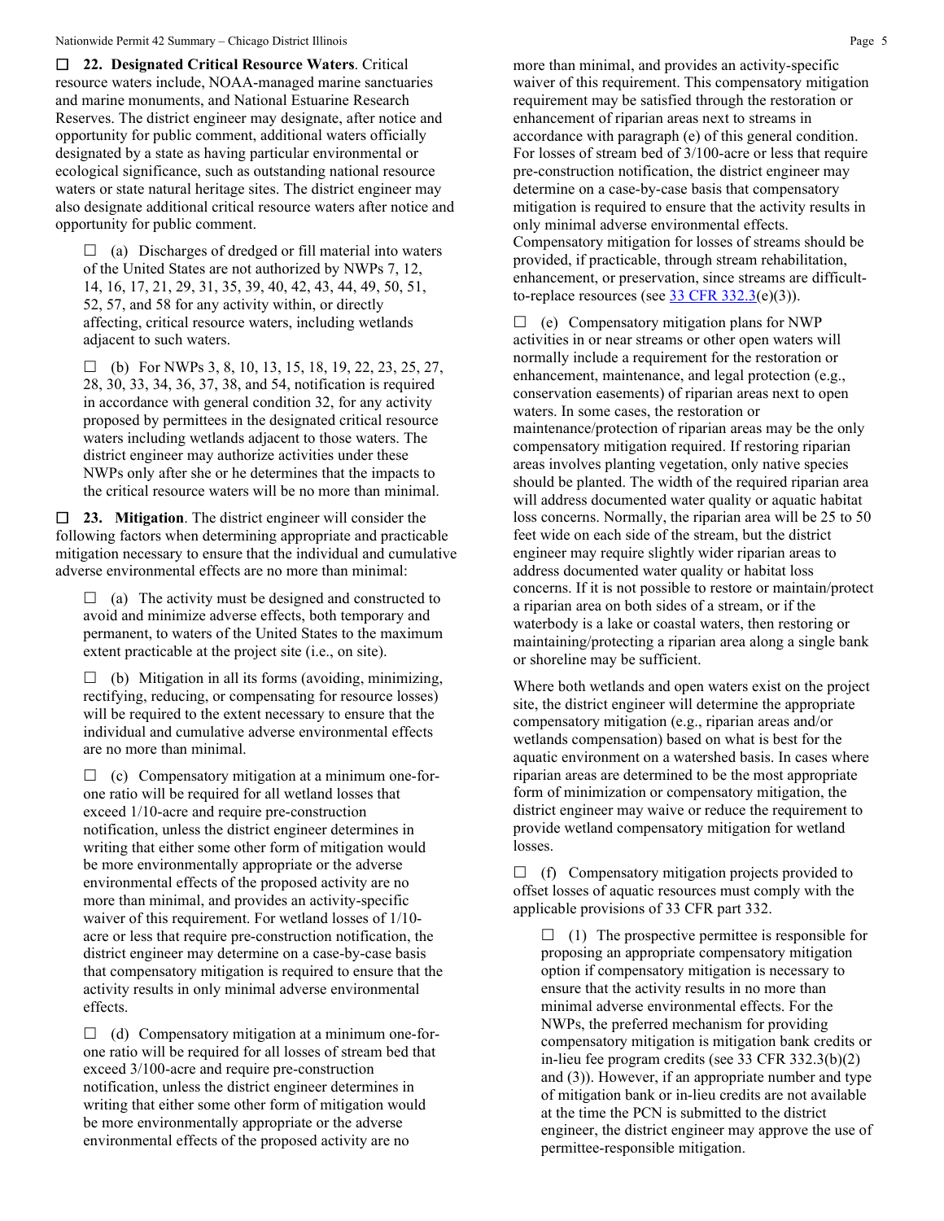☐ **22. Designated Critical Resource Waters**. Critical resource waters include, NOAA-managed marine sanctuaries and marine monuments, and National Estuarine Research Reserves. The district engineer may designate, after notice and opportunity for public comment, additional waters officially designated by a state as having particular environmental or ecological significance, such as outstanding national resource waters or state natural heritage sites. The district engineer may also designate additional critical resource waters after notice and opportunity for public comment.

☐ (a) Discharges of dredged or fill material into waters of the United States are not authorized by NWPs 7, 12, 14, 16, 17, 21, 29, 31, 35, 39, 40, 42, 43, 44, 49, 50, 51, 52, 57, and 58 for any activity within, or directly affecting, critical resource waters, including wetlands adjacent to such waters.

☐ (b) For NWPs 3, 8, 10, 13, 15, 18, 19, 22, 23, 25, 27, 28, 30, 33, 34, 36, 37, 38, and 54, notification is required in accordance with general condition 32, for any activity proposed by permittees in the designated critical resource waters including wetlands adjacent to those waters. The district engineer may authorize activities under these NWPs only after she or he determines that the impacts to the critical resource waters will be no more than minimal.

☐ **23. Mitigation**. The district engineer will consider the following factors when determining appropriate and practicable mitigation necessary to ensure that the individual and cumulative adverse environmental effects are no more than minimal:

☐ (a) The activity must be designed and constructed to avoid and minimize adverse effects, both temporary and permanent, to waters of the United States to the maximum extent practicable at the project site (i.e., on site).

☐ (b) Mitigation in all its forms (avoiding, minimizing, rectifying, reducing, or compensating for resource losses) will be required to the extent necessary to ensure that the individual and cumulative adverse environmental effects are no more than minimal.

☐ (c) Compensatory mitigation at a minimum one-for-one ratio will be required for all wetland losses that exceed 1/10-acre and require pre-construction notification, unless the district engineer determines in writing that either some other form of mitigation would be more environmentally appropriate or the adverse environmental effects of the proposed activity are no more than minimal, and provides an activity-specific waiver of this requirement. For wetland losses of 1/10-acre or less that require pre-construction notification, the district engineer may determine on a case-by-case basis that compensatory mitigation is required to ensure that the activity results in only minimal adverse environmental effects.

☐ (d) Compensatory mitigation at a minimum one-for-one ratio will be required for all losses of stream bed that exceed 3/100-acre and require pre-construction notification, unless the district engineer determines in writing that either some other form of mitigation would be more environmentally appropriate or the adverse environmental effects of the proposed activity are no more than minimal, and provides an activity-specific waiver of this requirement. This compensatory mitigation requirement may be satisfied through the restoration or enhancement of riparian areas next to streams in accordance with paragraph (e) of this general condition. For losses of stream bed of 3/100-acre or less that require pre-construction notification, the district engineer may determine on a case-by-case basis that compensatory mitigation is required to ensure that the activity results in only minimal adverse environmental effects. Compensatory mitigation for losses of streams should be provided, if practicable, through stream rehabilitation, enhancement, or preservation, since streams are difficult-to-replace resources (see 33 CFR 332.3(e)(3)).

☐ (e) Compensatory mitigation plans for NWP activities in or near streams or other open waters will normally include a requirement for the restoration or enhancement, maintenance, and legal protection (e.g., conservation easements) of riparian areas next to open waters. In some cases, the restoration or maintenance/protection of riparian areas may be the only compensatory mitigation required. If restoring riparian areas involves planting vegetation, only native species should be planted. The width of the required riparian area will address documented water quality or aquatic habitat loss concerns. Normally, the riparian area will be 25 to 50 feet wide on each side of the stream, but the district engineer may require slightly wider riparian areas to address documented water quality or habitat loss concerns. If it is not possible to restore or maintain/protect a riparian area on both sides of a stream, or if the waterbody is a lake or coastal waters, then restoring or maintaining/protecting a riparian area along a single bank or shoreline may be sufficient.

Where both wetlands and open waters exist on the project site, the district engineer will determine the appropriate compensatory mitigation (e.g., riparian areas and/or wetlands compensation) based on what is best for the aquatic environment on a watershed basis. In cases where riparian areas are determined to be the most appropriate form of minimization or compensatory mitigation, the district engineer may waive or reduce the requirement to provide wetland compensatory mitigation for wetland losses.

☐ (f) Compensatory mitigation projects provided to offset losses of aquatic resources must comply with the applicable provisions of 33 CFR part 332.

☐ (1) The prospective permittee is responsible for proposing an appropriate compensatory mitigation option if compensatory mitigation is necessary to ensure that the activity results in no more than minimal adverse environmental effects. For the NWPs, the preferred mechanism for providing compensatory mitigation is mitigation bank credits or in-lieu fee program credits (see 33 CFR 332.3(b)(2) and (3)). However, if an appropriate number and type of mitigation bank or in-lieu credits are not available at the time the PCN is submitted to the district engineer, the district engineer may approve the use of permittee-responsible mitigation.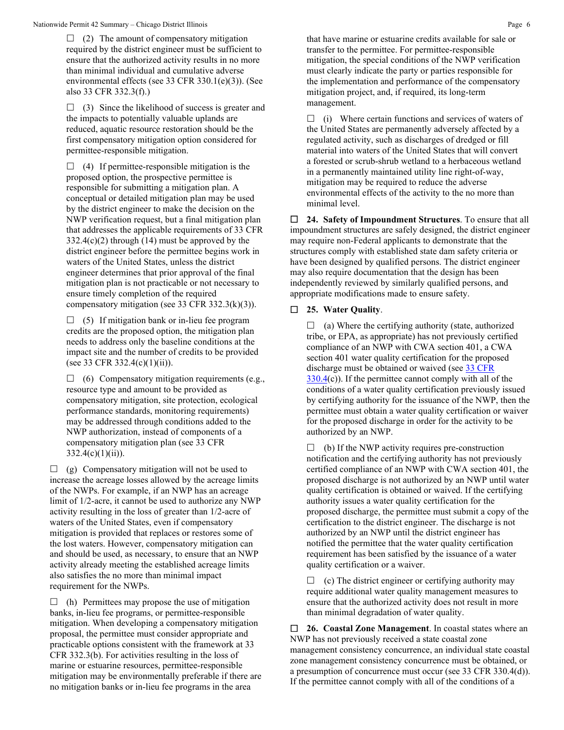☐ (2) The amount of compensatory mitigation required by the district engineer must be sufficient to ensure that the authorized activity results in no more than minimal individual and cumulative adverse environmental effects (see 33 CFR 330.1(e)(3)). (See also 33 CFR 332.3(f).)

☐ (3) Since the likelihood of success is greater and the impacts to potentially valuable uplands are reduced, aquatic resource restoration should be the first compensatory mitigation option considered for permittee-responsible mitigation.

☐ (4) If permittee-responsible mitigation is the proposed option, the prospective permittee is responsible for submitting a mitigation plan. A conceptual or detailed mitigation plan may be used by the district engineer to make the decision on the NWP verification request, but a final mitigation plan that addresses the applicable requirements of 33 CFR 332.4(c)(2) through (14) must be approved by the district engineer before the permittee begins work in waters of the United States, unless the district engineer determines that prior approval of the final mitigation plan is not practicable or not necessary to ensure timely completion of the required compensatory mitigation (see 33 CFR 332.3(k)(3)).

☐ (5) If mitigation bank or in-lieu fee program credits are the proposed option, the mitigation plan needs to address only the baseline conditions at the impact site and the number of credits to be provided (see 33 CFR 332.4(c)(1)(ii)).

☐ (6) Compensatory mitigation requirements (e.g., resource type and amount to be provided as compensatory mitigation, site protection, ecological performance standards, monitoring requirements) may be addressed through conditions added to the NWP authorization, instead of components of a compensatory mitigation plan (see 33 CFR 332.4(c)(1)(ii)).

☐ (g) Compensatory mitigation will not be used to increase the acreage losses allowed by the acreage limits of the NWPs. For example, if an NWP has an acreage limit of 1/2-acre, it cannot be used to authorize any NWP activity resulting in the loss of greater than 1/2-acre of waters of the United States, even if compensatory mitigation is provided that replaces or restores some of the lost waters. However, compensatory mitigation can and should be used, as necessary, to ensure that an NWP activity already meeting the established acreage limits also satisfies the no more than minimal impact requirement for the NWPs.

☐ (h) Permittees may propose the use of mitigation banks, in-lieu fee programs, or permittee-responsible mitigation. When developing a compensatory mitigation proposal, the permittee must consider appropriate and practicable options consistent with the framework at 33 CFR 332.3(b). For activities resulting in the loss of marine or estuarine resources, permittee-responsible mitigation may be environmentally preferable if there are no mitigation banks or in-lieu fee programs in the area that have marine or estuarine credits available for sale or transfer to the permittee. For permittee-responsible mitigation, the special conditions of the NWP verification must clearly indicate the party or parties responsible for the implementation and performance of the compensatory mitigation project, and, if required, its long-term management.

☐ (i) Where certain functions and services of waters of the United States are permanently adversely affected by a regulated activity, such as discharges of dredged or fill material into waters of the United States that will convert a forested or scrub-shrub wetland to a herbaceous wetland in a permanently maintained utility line right-of-way, mitigation may be required to reduce the adverse environmental effects of the activity to the no more than minimal level.

☐ **24. Safety of Impoundment Structures**. To ensure that all impoundment structures are safely designed, the district engineer may require non-Federal applicants to demonstrate that the structures comply with established state dam safety criteria or have been designed by qualified persons. The district engineer may also require documentation that the design has been independently reviewed by similarly qualified persons, and appropriate modifications made to ensure safety.

☐ **25. Water Quality**.

☐ (a) Where the certifying authority (state, authorized tribe, or EPA, as appropriate) has not previously certified compliance of an NWP with CWA section 401, a CWA section 401 water quality certification for the proposed discharge must be obtained or waived (see 33 CFR 330.4(c)). If the permittee cannot comply with all of the conditions of a water quality certification previously issued by certifying authority for the issuance of the NWP, then the permittee must obtain a water quality certification or waiver for the proposed discharge in order for the activity to be authorized by an NWP.

☐ (b) If the NWP activity requires pre-construction notification and the certifying authority has not previously certified compliance of an NWP with CWA section 401, the proposed discharge is not authorized by an NWP until water quality certification is obtained or waived. If the certifying authority issues a water quality certification for the proposed discharge, the permittee must submit a copy of the certification to the district engineer. The discharge is not authorized by an NWP until the district engineer has notified the permittee that the water quality certification requirement has been satisfied by the issuance of a water quality certification or a waiver.

☐ (c) The district engineer or certifying authority may require additional water quality management measures to ensure that the authorized activity does not result in more than minimal degradation of water quality.

☐ **26. Coastal Zone Management**. In coastal states where an NWP has not previously received a state coastal zone management consistency concurrence, an individual state coastal zone management consistency concurrence must be obtained, or a presumption of concurrence must occur (see 33 CFR 330.4(d)). If the permittee cannot comply with all of the conditions of a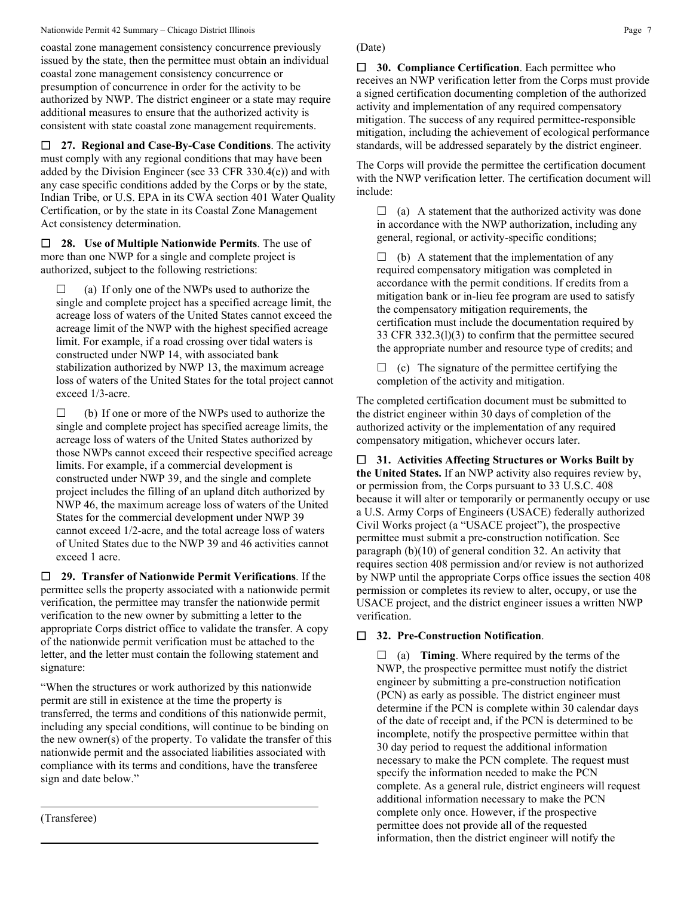coastal zone management consistency concurrence previously issued by the state, then the permittee must obtain an individual coastal zone management consistency concurrence or presumption of concurrence in order for the activity to be authorized by NWP. The district engineer or a state may require additional measures to ensure that the authorized activity is consistent with state coastal zone management requirements.

☐ **27. Regional and Case-By-Case Conditions**. The activity must comply with any regional conditions that may have been added by the Division Engineer (see 33 CFR 330.4(e)) and with any case specific conditions added by the Corps or by the state, Indian Tribe, or U.S. EPA in its CWA section 401 Water Quality Certification, or by the state in its Coastal Zone Management Act consistency determination.

☐ **28. Use of Multiple Nationwide Permits**. The use of more than one NWP for a single and complete project is authorized, subject to the following restrictions:

☐ (a) If only one of the NWPs used to authorize the single and complete project has a specified acreage limit, the acreage loss of waters of the United States cannot exceed the acreage limit of the NWP with the highest specified acreage limit. For example, if a road crossing over tidal waters is constructed under NWP 14, with associated bank stabilization authorized by NWP 13, the maximum acreage loss of waters of the United States for the total project cannot exceed 1/3-acre.

☐ (b) If one or more of the NWPs used to authorize the single and complete project has specified acreage limits, the acreage loss of waters of the United States authorized by those NWPs cannot exceed their respective specified acreage limits. For example, if a commercial development is constructed under NWP 39, and the single and complete project includes the filling of an upland ditch authorized by NWP 46, the maximum acreage loss of waters of the United States for the commercial development under NWP 39 cannot exceed 1/2-acre, and the total acreage loss of waters of United States due to the NWP 39 and 46 activities cannot exceed 1 acre.

☐ **29. Transfer of Nationwide Permit Verifications**. If the permittee sells the property associated with a nationwide permit verification, the permittee may transfer the nationwide permit verification to the new owner by submitting a letter to the appropriate Corps district office to validate the transfer. A copy of the nationwide permit verification must be attached to the letter, and the letter must contain the following statement and signature:

"When the structures or work authorized by this nationwide permit are still in existence at the time the property is transferred, the terms and conditions of this nationwide permit, including any special conditions, will continue to be binding on the new owner(s) of the property. To validate the transfer of this nationwide permit and the associated liabilities associated with compliance with its terms and conditions, have the transferee sign and date below."

_______________________________________

(Transferee)

_______________________________________

(Date)

☐ **30. Compliance Certification**. Each permittee who receives an NWP verification letter from the Corps must provide a signed certification documenting completion of the authorized activity and implementation of any required compensatory mitigation. The success of any required permittee-responsible mitigation, including the achievement of ecological performance standards, will be addressed separately by the district engineer.

The Corps will provide the permittee the certification document with the NWP verification letter. The certification document will include:

☐ (a) A statement that the authorized activity was done in accordance with the NWP authorization, including any general, regional, or activity-specific conditions;

☐ (b) A statement that the implementation of any required compensatory mitigation was completed in accordance with the permit conditions. If credits from a mitigation bank or in-lieu fee program are used to satisfy the compensatory mitigation requirements, the certification must include the documentation required by 33 CFR 332.3(l)(3) to confirm that the permittee secured the appropriate number and resource type of credits; and

☐ (c) The signature of the permittee certifying the completion of the activity and mitigation.

The completed certification document must be submitted to the district engineer within 30 days of completion of the authorized activity or the implementation of any required compensatory mitigation, whichever occurs later.

☐ **31. Activities Affecting Structures or Works Built by the United States.** If an NWP activity also requires review by, or permission from, the Corps pursuant to 33 U.S.C. 408 because it will alter or temporarily or permanently occupy or use a U.S. Army Corps of Engineers (USACE) federally authorized Civil Works project (a "USACE project"), the prospective permittee must submit a pre-construction notification. See paragraph (b)(10) of general condition 32. An activity that requires section 408 permission and/or review is not authorized by NWP until the appropriate Corps office issues the section 408 permission or completes its review to alter, occupy, or use the USACE project, and the district engineer issues a written NWP verification.

☐ **32. Pre-Construction Notification**.

☐ (a) **Timing**. Where required by the terms of the NWP, the prospective permittee must notify the district engineer by submitting a pre-construction notification (PCN) as early as possible. The district engineer must determine if the PCN is complete within 30 calendar days of the date of receipt and, if the PCN is determined to be incomplete, notify the prospective permittee within that 30 day period to request the additional information necessary to make the PCN complete. The request must specify the information needed to make the PCN complete. As a general rule, district engineers will request additional information necessary to make the PCN complete only once. However, if the prospective permittee does not provide all of the requested information, then the district engineer will notify the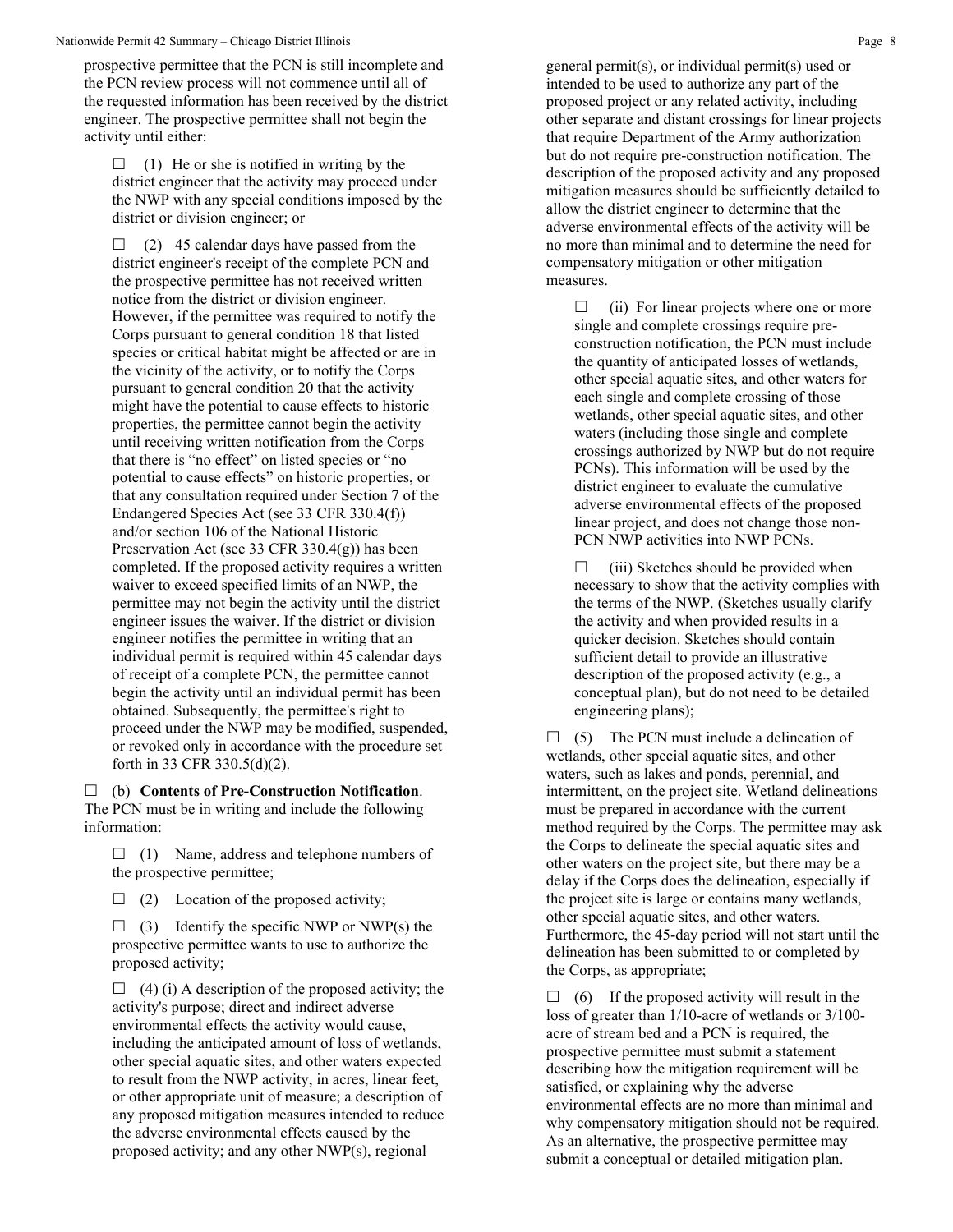prospective permittee that the PCN is still incomplete and the PCN review process will not commence until all of the requested information has been received by the district engineer. The prospective permittee shall not begin the activity until either:

☐ (1) He or she is notified in writing by the district engineer that the activity may proceed under the NWP with any special conditions imposed by the district or division engineer; or

☐ (2) 45 calendar days have passed from the district engineer's receipt of the complete PCN and the prospective permittee has not received written notice from the district or division engineer. However, if the permittee was required to notify the Corps pursuant to general condition 18 that listed species or critical habitat might be affected or are in the vicinity of the activity, or to notify the Corps pursuant to general condition 20 that the activity might have the potential to cause effects to historic properties, the permittee cannot begin the activity until receiving written notification from the Corps that there is "no effect" on listed species or "no potential to cause effects" on historic properties, or that any consultation required under Section 7 of the Endangered Species Act (see 33 CFR 330.4(f)) and/or section 106 of the National Historic Preservation Act (see 33 CFR 330.4(g)) has been completed. If the proposed activity requires a written waiver to exceed specified limits of an NWP, the permittee may not begin the activity until the district engineer issues the waiver. If the district or division engineer notifies the permittee in writing that an individual permit is required within 45 calendar days of receipt of a complete PCN, the permittee cannot begin the activity until an individual permit has been obtained. Subsequently, the permittee's right to proceed under the NWP may be modified, suspended, or revoked only in accordance with the procedure set forth in 33 CFR 330.5(d)(2).

☐ (b) **Contents of Pre-Construction Notification**. The PCN must be in writing and include the following information:

☐ (1) Name, address and telephone numbers of the prospective permittee;

☐ (2) Location of the proposed activity;

☐ (3) Identify the specific NWP or NWP(s) the prospective permittee wants to use to authorize the proposed activity;

☐ (4) (i) A description of the proposed activity; the activity's purpose; direct and indirect adverse environmental effects the activity would cause, including the anticipated amount of loss of wetlands, other special aquatic sites, and other waters expected to result from the NWP activity, in acres, linear feet, or other appropriate unit of measure; a description of any proposed mitigation measures intended to reduce the adverse environmental effects caused by the proposed activity; and any other NWP(s), regional general permit(s), or individual permit(s) used or intended to be used to authorize any part of the proposed project or any related activity, including other separate and distant crossings for linear projects that require Department of the Army authorization but do not require pre-construction notification. The description of the proposed activity and any proposed mitigation measures should be sufficiently detailed to allow the district engineer to determine that the adverse environmental effects of the activity will be no more than minimal and to determine the need for compensatory mitigation or other mitigation measures.

☐ (ii) For linear projects where one or more single and complete crossings require pre-construction notification, the PCN must include the quantity of anticipated losses of wetlands, other special aquatic sites, and other waters for each single and complete crossing of those wetlands, other special aquatic sites, and other waters (including those single and complete crossings authorized by NWP but do not require PCNs). This information will be used by the district engineer to evaluate the cumulative adverse environmental effects of the proposed linear project, and does not change those non-PCN NWP activities into NWP PCNs.

☐ (iii) Sketches should be provided when necessary to show that the activity complies with the terms of the NWP. (Sketches usually clarify the activity and when provided results in a quicker decision. Sketches should contain sufficient detail to provide an illustrative description of the proposed activity (e.g., a conceptual plan), but do not need to be detailed engineering plans);

☐ (5) The PCN must include a delineation of wetlands, other special aquatic sites, and other waters, such as lakes and ponds, perennial, and intermittent, on the project site. Wetland delineations must be prepared in accordance with the current method required by the Corps. The permittee may ask the Corps to delineate the special aquatic sites and other waters on the project site, but there may be a delay if the Corps does the delineation, especially if the project site is large or contains many wetlands, other special aquatic sites, and other waters. Furthermore, the 45-day period will not start until the delineation has been submitted to or completed by the Corps, as appropriate;

☐ (6) If the proposed activity will result in the loss of greater than 1/10-acre of wetlands or 3/100-acre of stream bed and a PCN is required, the prospective permittee must submit a statement describing how the mitigation requirement will be satisfied, or explaining why the adverse environmental effects are no more than minimal and why compensatory mitigation should not be required. As an alternative, the prospective permittee may submit a conceptual or detailed mitigation plan.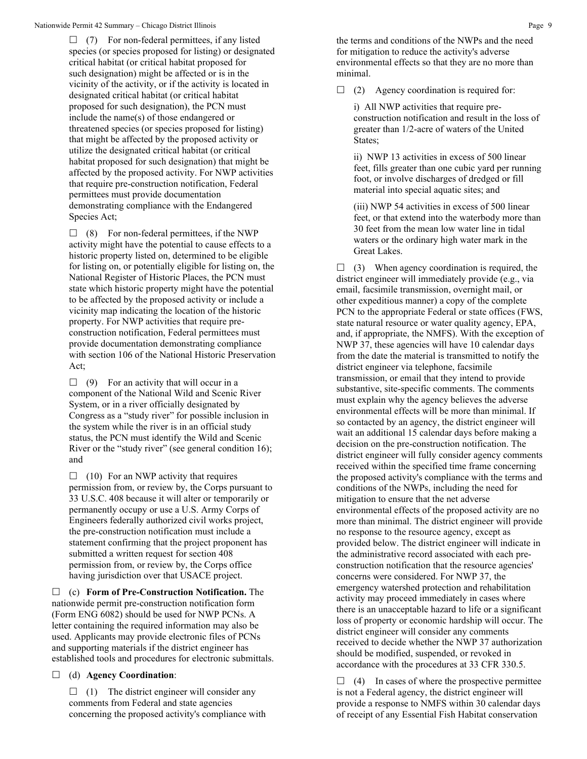☐ (7) For non-federal permittees, if any listed species (or species proposed for listing) or designated critical habitat (or critical habitat proposed for such designation) might be affected or is in the vicinity of the activity, or if the activity is located in designated critical habitat (or critical habitat proposed for such designation), the PCN must include the name(s) of those endangered or threatened species (or species proposed for listing) that might be affected by the proposed activity or utilize the designated critical habitat (or critical habitat proposed for such designation) that might be affected by the proposed activity. For NWP activities that require pre-construction notification, Federal permittees must provide documentation demonstrating compliance with the Endangered Species Act;

☐ (8) For non-federal permittees, if the NWP activity might have the potential to cause effects to a historic property listed on, determined to be eligible for listing on, or potentially eligible for listing on, the National Register of Historic Places, the PCN must state which historic property might have the potential to be affected by the proposed activity or include a vicinity map indicating the location of the historic property. For NWP activities that require pre-construction notification, Federal permittees must provide documentation demonstrating compliance with section 106 of the National Historic Preservation Act;

☐ (9) For an activity that will occur in a component of the National Wild and Scenic River System, or in a river officially designated by Congress as a "study river" for possible inclusion in the system while the river is in an official study status, the PCN must identify the Wild and Scenic River or the "study river" (see general condition 16); and

☐ (10) For an NWP activity that requires permission from, or review by, the Corps pursuant to 33 U.S.C. 408 because it will alter or temporarily or permanently occupy or use a U.S. Army Corps of Engineers federally authorized civil works project, the pre-construction notification must include a statement confirming that the project proponent has submitted a written request for section 408 permission from, or review by, the Corps office having jurisdiction over that USACE project.

☐ (c) **Form of Pre-Construction Notification.** The nationwide permit pre-construction notification form (Form ENG 6082) should be used for NWP PCNs. A letter containing the required information may also be used. Applicants may provide electronic files of PCNs and supporting materials if the district engineer has established tools and procedures for electronic submittals.

☐ (d) **Agency Coordination**:

☐ (1) The district engineer will consider any comments from Federal and state agencies concerning the proposed activity's compliance with the terms and conditions of the NWPs and the need for mitigation to reduce the activity's adverse environmental effects so that they are no more than minimal.

☐ (2) Agency coordination is required for:

i) All NWP activities that require pre-construction notification and result in the loss of greater than 1/2-acre of waters of the United States;

ii) NWP 13 activities in excess of 500 linear feet, fills greater than one cubic yard per running foot, or involve discharges of dredged or fill material into special aquatic sites; and

(iii) NWP 54 activities in excess of 500 linear feet, or that extend into the waterbody more than 30 feet from the mean low water line in tidal waters or the ordinary high water mark in the Great Lakes.

☐ (3) When agency coordination is required, the district engineer will immediately provide (e.g., via email, facsimile transmission, overnight mail, or other expeditious manner) a copy of the complete PCN to the appropriate Federal or state offices (FWS, state natural resource or water quality agency, EPA, and, if appropriate, the NMFS). With the exception of NWP 37, these agencies will have 10 calendar days from the date the material is transmitted to notify the district engineer via telephone, facsimile transmission, or email that they intend to provide substantive, site-specific comments. The comments must explain why the agency believes the adverse environmental effects will be more than minimal. If so contacted by an agency, the district engineer will wait an additional 15 calendar days before making a decision on the pre-construction notification. The district engineer will fully consider agency comments received within the specified time frame concerning the proposed activity's compliance with the terms and conditions of the NWPs, including the need for mitigation to ensure that the net adverse environmental effects of the proposed activity are no more than minimal. The district engineer will provide no response to the resource agency, except as provided below. The district engineer will indicate in the administrative record associated with each pre-construction notification that the resource agencies' concerns were considered. For NWP 37, the emergency watershed protection and rehabilitation activity may proceed immediately in cases where there is an unacceptable hazard to life or a significant loss of property or economic hardship will occur. The district engineer will consider any comments received to decide whether the NWP 37 authorization should be modified, suspended, or revoked in accordance with the procedures at 33 CFR 330.5.

☐ (4) In cases of where the prospective permittee is not a Federal agency, the district engineer will provide a response to NMFS within 30 calendar days of receipt of any Essential Fish Habitat conservation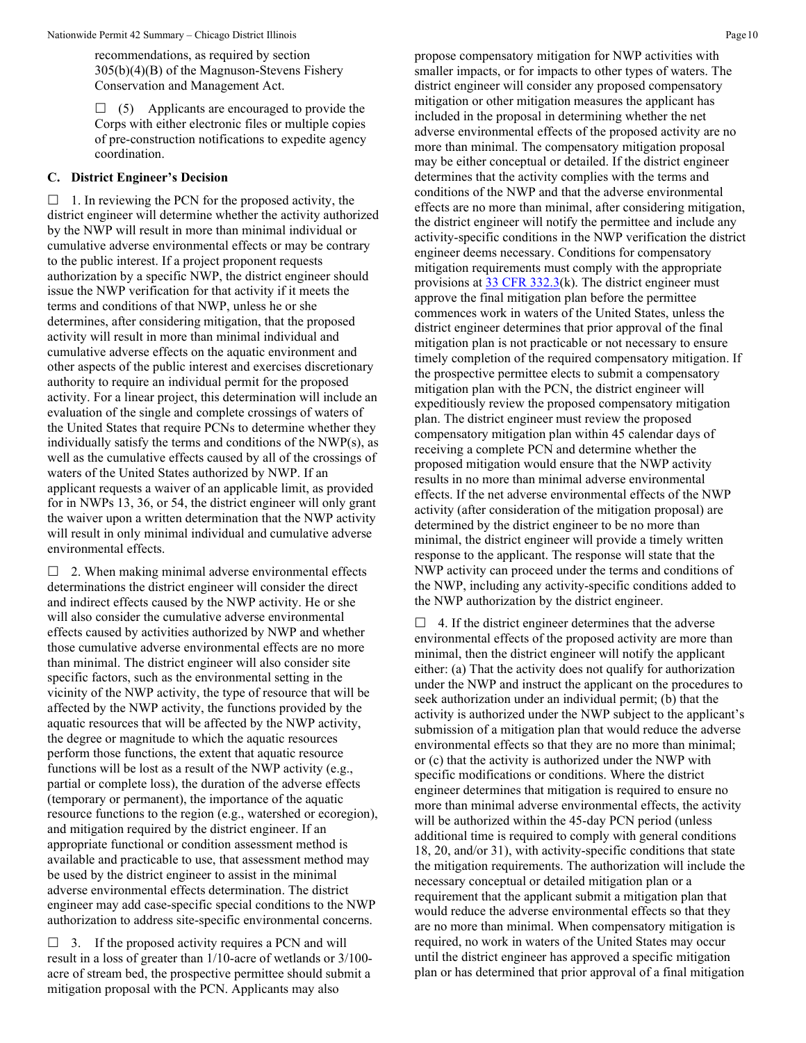recommendations, as required by section 305(b)(4)(B) of the Magnuson-Stevens Fishery Conservation and Management Act.

☐ (5) Applicants are encouraged to provide the Corps with either electronic files or multiple copies of pre-construction notifications to expedite agency coordination.

### C. District Engineer's Decision

☐ 1. In reviewing the PCN for the proposed activity, the district engineer will determine whether the activity authorized by the NWP will result in more than minimal individual or cumulative adverse environmental effects or may be contrary to the public interest. If a project proponent requests authorization by a specific NWP, the district engineer should issue the NWP verification for that activity if it meets the terms and conditions of that NWP, unless he or she determines, after considering mitigation, that the proposed activity will result in more than minimal individual and cumulative adverse effects on the aquatic environment and other aspects of the public interest and exercises discretionary authority to require an individual permit for the proposed activity. For a linear project, this determination will include an evaluation of the single and complete crossings of waters of the United States that require PCNs to determine whether they individually satisfy the terms and conditions of the NWP(s), as well as the cumulative effects caused by all of the crossings of waters of the United States authorized by NWP. If an applicant requests a waiver of an applicable limit, as provided for in NWPs 13, 36, or 54, the district engineer will only grant the waiver upon a written determination that the NWP activity will result in only minimal individual and cumulative adverse environmental effects.

☐ 2. When making minimal adverse environmental effects determinations the district engineer will consider the direct and indirect effects caused by the NWP activity. He or she will also consider the cumulative adverse environmental effects caused by activities authorized by NWP and whether those cumulative adverse environmental effects are no more than minimal. The district engineer will also consider site specific factors, such as the environmental setting in the vicinity of the NWP activity, the type of resource that will be affected by the NWP activity, the functions provided by the aquatic resources that will be affected by the NWP activity, the degree or magnitude to which the aquatic resources perform those functions, the extent that aquatic resource functions will be lost as a result of the NWP activity (e.g., partial or complete loss), the duration of the adverse effects (temporary or permanent), the importance of the aquatic resource functions to the region (e.g., watershed or ecoregion), and mitigation required by the district engineer. If an appropriate functional or condition assessment method is available and practicable to use, that assessment method may be used by the district engineer to assist in the minimal adverse environmental effects determination. The district engineer may add case-specific special conditions to the NWP authorization to address site-specific environmental concerns.

☐ 3. If the proposed activity requires a PCN and will result in a loss of greater than 1/10-acre of wetlands or 3/100-acre of stream bed, the prospective permittee should submit a mitigation proposal with the PCN. Applicants may also propose compensatory mitigation for NWP activities with smaller impacts, or for impacts to other types of waters. The district engineer will consider any proposed compensatory mitigation or other mitigation measures the applicant has included in the proposal in determining whether the net adverse environmental effects of the proposed activity are no more than minimal. The compensatory mitigation proposal may be either conceptual or detailed. If the district engineer determines that the activity complies with the terms and conditions of the NWP and that the adverse environmental effects are no more than minimal, after considering mitigation, the district engineer will notify the permittee and include any activity-specific conditions in the NWP verification the district engineer deems necessary. Conditions for compensatory mitigation requirements must comply with the appropriate provisions at 33 CFR 332.3(k). The district engineer must approve the final mitigation plan before the permittee commences work in waters of the United States, unless the district engineer determines that prior approval of the final mitigation plan is not practicable or not necessary to ensure timely completion of the required compensatory mitigation. If the prospective permittee elects to submit a compensatory mitigation plan with the PCN, the district engineer will expeditiously review the proposed compensatory mitigation plan. The district engineer must review the proposed compensatory mitigation plan within 45 calendar days of receiving a complete PCN and determine whether the proposed mitigation would ensure that the NWP activity results in no more than minimal adverse environmental effects. If the net adverse environmental effects of the NWP activity (after consideration of the mitigation proposal) are determined by the district engineer to be no more than minimal, the district engineer will provide a timely written response to the applicant. The response will state that the NWP activity can proceed under the terms and conditions of the NWP, including any activity-specific conditions added to the NWP authorization by the district engineer.

☐ 4. If the district engineer determines that the adverse environmental effects of the proposed activity are more than minimal, then the district engineer will notify the applicant either: (a) That the activity does not qualify for authorization under the NWP and instruct the applicant on the procedures to seek authorization under an individual permit; (b) that the activity is authorized under the NWP subject to the applicant's submission of a mitigation plan that would reduce the adverse environmental effects so that they are no more than minimal; or (c) that the activity is authorized under the NWP with specific modifications or conditions. Where the district engineer determines that mitigation is required to ensure no more than minimal adverse environmental effects, the activity will be authorized within the 45-day PCN period (unless additional time is required to comply with general conditions 18, 20, and/or 31), with activity-specific conditions that state the mitigation requirements. The authorization will include the necessary conceptual or detailed mitigation plan or a requirement that the applicant submit a mitigation plan that would reduce the adverse environmental effects so that they are no more than minimal. When compensatory mitigation is required, no work in waters of the United States may occur until the district engineer has approved a specific mitigation plan or has determined that prior approval of a final mitigation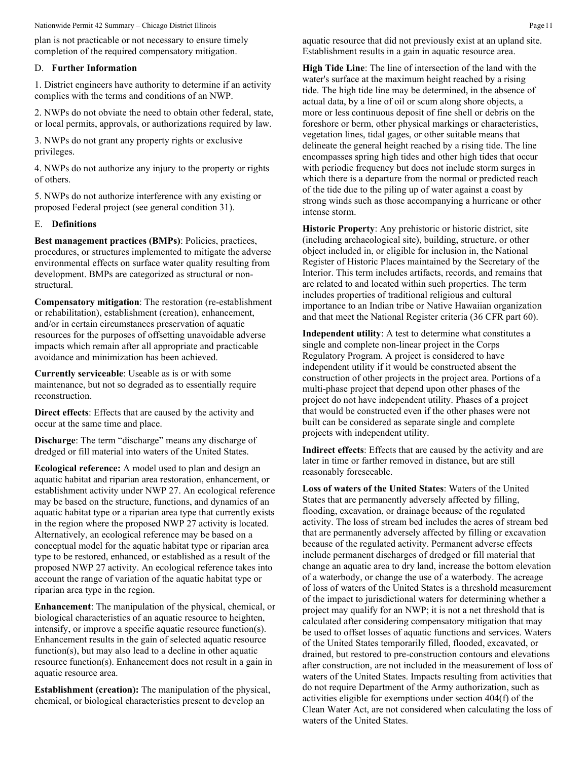plan is not practicable or not necessary to ensure timely completion of the required compensatory mitigation.

## D. Further Information

1. District engineers have authority to determine if an activity complies with the terms and conditions of an NWP.

2. NWPs do not obviate the need to obtain other federal, state, or local permits, approvals, or authorizations required by law.

3. NWPs do not grant any property rights or exclusive privileges.

4. NWPs do not authorize any injury to the property or rights of others.

5. NWPs do not authorize interference with any existing or proposed Federal project (see general condition 31).

## E. Definitions

**Best management practices (BMPs)**: Policies, practices, procedures, or structures implemented to mitigate the adverse environmental effects on surface water quality resulting from development. BMPs are categorized as structural or non-structural.

**Compensatory mitigation**: The restoration (re-establishment or rehabilitation), establishment (creation), enhancement, and/or in certain circumstances preservation of aquatic resources for the purposes of offsetting unavoidable adverse impacts which remain after all appropriate and practicable avoidance and minimization has been achieved.

**Currently serviceable**: Useable as is or with some maintenance, but not so degraded as to essentially require reconstruction.

**Direct effects**: Effects that are caused by the activity and occur at the same time and place.

**Discharge**: The term "discharge" means any discharge of dredged or fill material into waters of the United States.

**Ecological reference:** A model used to plan and design an aquatic habitat and riparian area restoration, enhancement, or establishment activity under NWP 27. An ecological reference may be based on the structure, functions, and dynamics of an aquatic habitat type or a riparian area type that currently exists in the region where the proposed NWP 27 activity is located. Alternatively, an ecological reference may be based on a conceptual model for the aquatic habitat type or riparian area type to be restored, enhanced, or established as a result of the proposed NWP 27 activity. An ecological reference takes into account the range of variation of the aquatic habitat type or riparian area type in the region.

**Enhancement**: The manipulation of the physical, chemical, or biological characteristics of an aquatic resource to heighten, intensify, or improve a specific aquatic resource function(s). Enhancement results in the gain of selected aquatic resource function(s), but may also lead to a decline in other aquatic resource function(s). Enhancement does not result in a gain in aquatic resource area.

**Establishment (creation):** The manipulation of the physical, chemical, or biological characteristics present to develop an aquatic resource that did not previously exist at an upland site. Establishment results in a gain in aquatic resource area.

**High Tide Line**: The line of intersection of the land with the water's surface at the maximum height reached by a rising tide. The high tide line may be determined, in the absence of actual data, by a line of oil or scum along shore objects, a more or less continuous deposit of fine shell or debris on the foreshore or berm, other physical markings or characteristics, vegetation lines, tidal gages, or other suitable means that delineate the general height reached by a rising tide. The line encompasses spring high tides and other high tides that occur with periodic frequency but does not include storm surges in which there is a departure from the normal or predicted reach of the tide due to the piling up of water against a coast by strong winds such as those accompanying a hurricane or other intense storm.

**Historic Property**: Any prehistoric or historic district, site (including archaeological site), building, structure, or other object included in, or eligible for inclusion in, the National Register of Historic Places maintained by the Secretary of the Interior. This term includes artifacts, records, and remains that are related to and located within such properties. The term includes properties of traditional religious and cultural importance to an Indian tribe or Native Hawaiian organization and that meet the National Register criteria (36 CFR part 60).

**Independent utility**: A test to determine what constitutes a single and complete non-linear project in the Corps Regulatory Program. A project is considered to have independent utility if it would be constructed absent the construction of other projects in the project area. Portions of a multi-phase project that depend upon other phases of the project do not have independent utility. Phases of a project that would be constructed even if the other phases were not built can be considered as separate single and complete projects with independent utility.

**Indirect effects**: Effects that are caused by the activity and are later in time or farther removed in distance, but are still reasonably foreseeable.

**Loss of waters of the United States**: Waters of the United States that are permanently adversely affected by filling, flooding, excavation, or drainage because of the regulated activity. The loss of stream bed includes the acres of stream bed that are permanently adversely affected by filling or excavation because of the regulated activity. Permanent adverse effects include permanent discharges of dredged or fill material that change an aquatic area to dry land, increase the bottom elevation of a waterbody, or change the use of a waterbody. The acreage of loss of waters of the United States is a threshold measurement of the impact to jurisdictional waters for determining whether a project may qualify for an NWP; it is not a net threshold that is calculated after considering compensatory mitigation that may be used to offset losses of aquatic functions and services. Waters of the United States temporarily filled, flooded, excavated, or drained, but restored to pre-construction contours and elevations after construction, are not included in the measurement of loss of waters of the United States. Impacts resulting from activities that do not require Department of the Army authorization, such as activities eligible for exemptions under section 404(f) of the Clean Water Act, are not considered when calculating the loss of waters of the United States.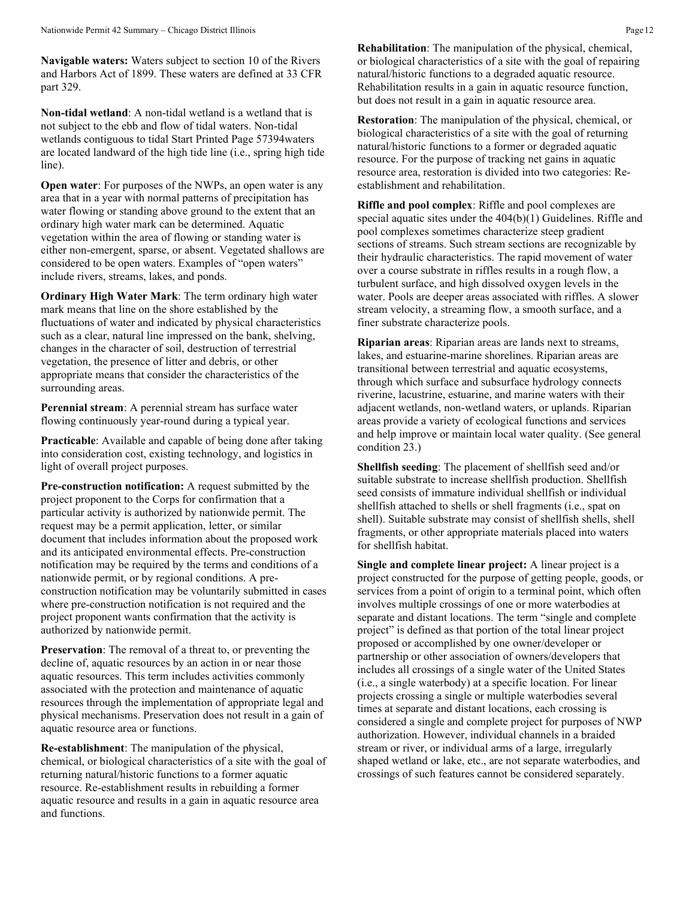**Navigable waters:** Waters subject to section 10 of the Rivers and Harbors Act of 1899. These waters are defined at 33 CFR part 329.

**Non-tidal wetland**: A non-tidal wetland is a wetland that is not subject to the ebb and flow of tidal waters. Non-tidal wetlands contiguous to tidal Start Printed Page 57394waters are located landward of the high tide line (i.e., spring high tide line).

**Open water**: For purposes of the NWPs, an open water is any area that in a year with normal patterns of precipitation has water flowing or standing above ground to the extent that an ordinary high water mark can be determined. Aquatic vegetation within the area of flowing or standing water is either non-emergent, sparse, or absent. Vegetated shallows are considered to be open waters. Examples of "open waters" include rivers, streams, lakes, and ponds.

**Ordinary High Water Mark**: The term ordinary high water mark means that line on the shore established by the fluctuations of water and indicated by physical characteristics such as a clear, natural line impressed on the bank, shelving, changes in the character of soil, destruction of terrestrial vegetation, the presence of litter and debris, or other appropriate means that consider the characteristics of the surrounding areas.

**Perennial stream**: A perennial stream has surface water flowing continuously year-round during a typical year.

**Practicable**: Available and capable of being done after taking into consideration cost, existing technology, and logistics in light of overall project purposes.

**Pre-construction notification:** A request submitted by the project proponent to the Corps for confirmation that a particular activity is authorized by nationwide permit. The request may be a permit application, letter, or similar document that includes information about the proposed work and its anticipated environmental effects. Pre-construction notification may be required by the terms and conditions of a nationwide permit, or by regional conditions. A pre-construction notification may be voluntarily submitted in cases where pre-construction notification is not required and the project proponent wants confirmation that the activity is authorized by nationwide permit.

**Preservation**: The removal of a threat to, or preventing the decline of, aquatic resources by an action in or near those aquatic resources. This term includes activities commonly associated with the protection and maintenance of aquatic resources through the implementation of appropriate legal and physical mechanisms. Preservation does not result in a gain of aquatic resource area or functions.

**Re-establishment**: The manipulation of the physical, chemical, or biological characteristics of a site with the goal of returning natural/historic functions to a former aquatic resource. Re-establishment results in rebuilding a former aquatic resource and results in a gain in aquatic resource area and functions.

**Rehabilitation**: The manipulation of the physical, chemical, or biological characteristics of a site with the goal of repairing natural/historic functions to a degraded aquatic resource. Rehabilitation results in a gain in aquatic resource function, but does not result in a gain in aquatic resource area.

**Restoration**: The manipulation of the physical, chemical, or biological characteristics of a site with the goal of returning natural/historic functions to a former or degraded aquatic resource. For the purpose of tracking net gains in aquatic resource area, restoration is divided into two categories: Re-establishment and rehabilitation.

**Riffle and pool complex**: Riffle and pool complexes are special aquatic sites under the 404(b)(1) Guidelines. Riffle and pool complexes sometimes characterize steep gradient sections of streams. Such stream sections are recognizable by their hydraulic characteristics. The rapid movement of water over a course substrate in riffles results in a rough flow, a turbulent surface, and high dissolved oxygen levels in the water. Pools are deeper areas associated with riffles. A slower stream velocity, a streaming flow, a smooth surface, and a finer substrate characterize pools.

**Riparian areas**: Riparian areas are lands next to streams, lakes, and estuarine-marine shorelines. Riparian areas are transitional between terrestrial and aquatic ecosystems, through which surface and subsurface hydrology connects riverine, lacustrine, estuarine, and marine waters with their adjacent wetlands, non-wetland waters, or uplands. Riparian areas provide a variety of ecological functions and services and help improve or maintain local water quality. (See general condition 23.)

**Shellfish seeding**: The placement of shellfish seed and/or suitable substrate to increase shellfish production. Shellfish seed consists of immature individual shellfish or individual shellfish attached to shells or shell fragments (i.e., spat on shell). Suitable substrate may consist of shellfish shells, shell fragments, or other appropriate materials placed into waters for shellfish habitat.

**Single and complete linear project:** A linear project is a project constructed for the purpose of getting people, goods, or services from a point of origin to a terminal point, which often involves multiple crossings of one or more waterbodies at separate and distant locations. The term "single and complete project" is defined as that portion of the total linear project proposed or accomplished by one owner/developer or partnership or other association of owners/developers that includes all crossings of a single water of the United States (i.e., a single waterbody) at a specific location. For linear projects crossing a single or multiple waterbodies several times at separate and distant locations, each crossing is considered a single and complete project for purposes of NWP authorization. However, individual channels in a braided stream or river, or individual arms of a large, irregularly shaped wetland or lake, etc., are not separate waterbodies, and crossings of such features cannot be considered separately.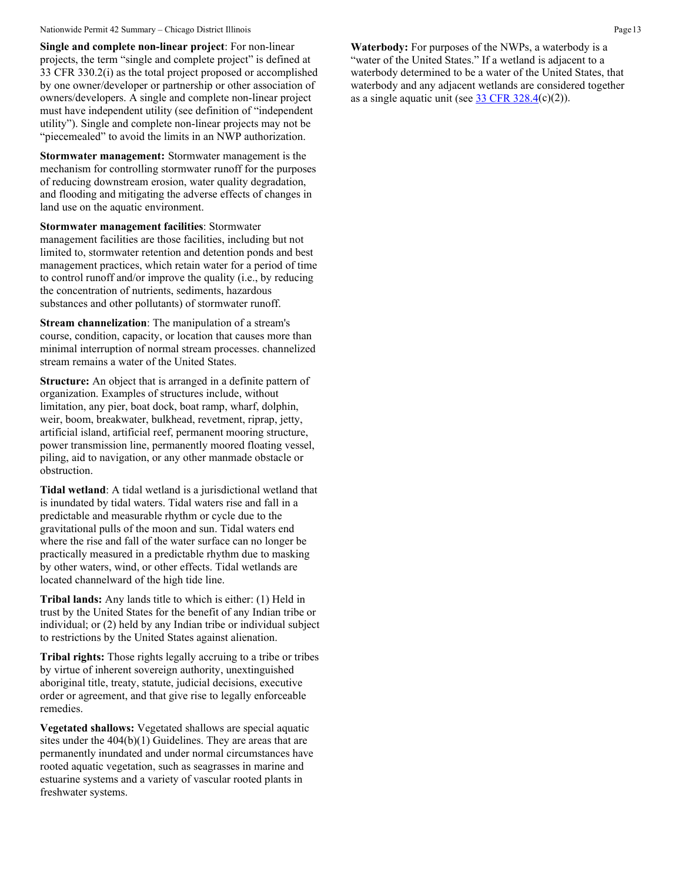**Single and complete non-linear project**: For non-linear projects, the term "single and complete project" is defined at 33 CFR 330.2(i) as the total project proposed or accomplished by one owner/developer or partnership or other association of owners/developers. A single and complete non-linear project must have independent utility (see definition of "independent utility"). Single and complete non-linear projects may not be "piecemealed" to avoid the limits in an NWP authorization.

**Stormwater management:** Stormwater management is the mechanism for controlling stormwater runoff for the purposes of reducing downstream erosion, water quality degradation, and flooding and mitigating the adverse effects of changes in land use on the aquatic environment.

**Stormwater management facilities**: Stormwater management facilities are those facilities, including but not limited to, stormwater retention and detention ponds and best management practices, which retain water for a period of time to control runoff and/or improve the quality (i.e., by reducing the concentration of nutrients, sediments, hazardous substances and other pollutants) of stormwater runoff.

**Stream channelization**: The manipulation of a stream's course, condition, capacity, or location that causes more than minimal interruption of normal stream processes. channelized stream remains a water of the United States.

**Structure:** An object that is arranged in a definite pattern of organization. Examples of structures include, without limitation, any pier, boat dock, boat ramp, wharf, dolphin, weir, boom, breakwater, bulkhead, revetment, riprap, jetty, artificial island, artificial reef, permanent mooring structure, power transmission line, permanently moored floating vessel, piling, aid to navigation, or any other manmade obstacle or obstruction.

**Tidal wetland**: A tidal wetland is a jurisdictional wetland that is inundated by tidal waters. Tidal waters rise and fall in a predictable and measurable rhythm or cycle due to the gravitational pulls of the moon and sun. Tidal waters end where the rise and fall of the water surface can no longer be practically measured in a predictable rhythm due to masking by other waters, wind, or other effects. Tidal wetlands are located channelward of the high tide line.

**Tribal lands:** Any lands title to which is either: (1) Held in trust by the United States for the benefit of any Indian tribe or individual; or (2) held by any Indian tribe or individual subject to restrictions by the United States against alienation.

**Tribal rights:** Those rights legally accruing to a tribe or tribes by virtue of inherent sovereign authority, unextinguished aboriginal title, treaty, statute, judicial decisions, executive order or agreement, and that give rise to legally enforceable remedies.

**Vegetated shallows:** Vegetated shallows are special aquatic sites under the 404(b)(1) Guidelines. They are areas that are permanently inundated and under normal circumstances have rooted aquatic vegetation, such as seagrasses in marine and estuarine systems and a variety of vascular rooted plants in freshwater systems.

**Waterbody:** For purposes of the NWPs, a waterbody is a "water of the United States." If a wetland is adjacent to a waterbody determined to be a water of the United States, that waterbody and any adjacent wetlands are considered together as a single aquatic unit (see 33 CFR 328.4(c)(2)).